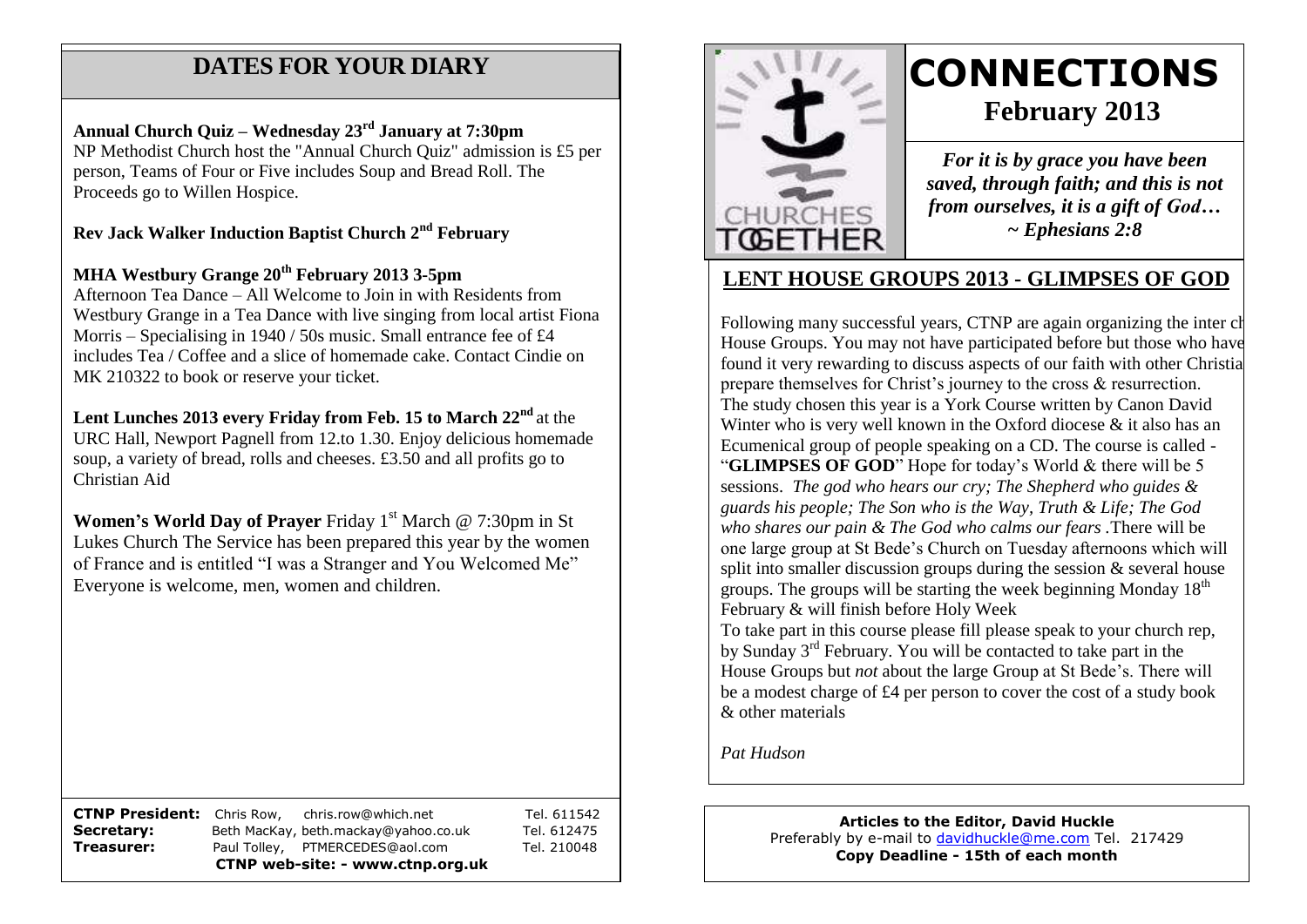# CONNECTIONS

## February 2013

***For it is by grace you have been saved, through faith; and this is not from ourselves, it is a gift of God… ~ Ephesians 2:8***

## LENT HOUSE GROUPS 2013 - GLIMPSES OF GOD

Following many successful years, CTNP are again organizing the inter ch House Groups. You may not have participated before but those who have found it very rewarding to discuss aspects of our faith with other Christia prepare themselves for Christ's journey to the cross & resurrection. The study chosen this year is a York Course written by Canon David Winter who is very well known in the Oxford diocese & it also has an Ecumenical group of people speaking on a CD. The course is called - "**GLIMPSES OF GOD**" Hope for today's World & there will be 5 sessions. *The god who hears our cry; The Shepherd who guides & guards his people; The Son who is the Way, Truth & Life; The God who shares our pain & The God who calms our fears* .There will be one large group at St Bede's Church on Tuesday afternoons which will split into smaller discussion groups during the session & several house groups. The groups will be starting the week beginning Monday 18th February & will finish before Holy Week

To take part in this course please fill please speak to your church rep, by Sunday 3rd February. You will be contacted to take part in the House Groups but *not* about the large Group at St Bede's. There will be a modest charge of £4 per person to cover the cost of a study book & other materials

*Pat Hudson*

**Articles to the Editor, David Huckle**
Preferably by e-mail to davidhuckle@me.com Tel. 217429
**Copy Deadline - 15th of each month**

## DATES FOR YOUR DIARY

**Annual Church Quiz – Wednesday 23rd January at 7:30pm**
NP Methodist Church host the "Annual Church Quiz" admission is £5 per person, Teams of Four or Five includes Soup and Bread Roll. The Proceeds go to Willen Hospice.

**Rev Jack Walker Induction Baptist Church 2nd February**

**MHA Westbury Grange 20th February 2013 3-5pm**
Afternoon Tea Dance – All Welcome to Join in with Residents from Westbury Grange in a Tea Dance with live singing from local artist Fiona Morris – Specialising in 1940 / 50s music. Small entrance fee of £4 includes Tea / Coffee and a slice of homemade cake. Contact Cindie on MK 210322 to book or reserve your ticket.

**Lent Lunches 2013 every Friday from Feb. 15 to March 22nd** at the URC Hall, Newport Pagnell from 12.to 1.30. Enjoy delicious homemade soup, a variety of bread, rolls and cheeses. £3.50 and all profits go to Christian Aid

**Women's World Day of Prayer** Friday 1st March @ 7:30pm in St Lukes Church The Service has been prepared this year by the women of France and is entitled "I was a Stranger and You Welcomed Me" Everyone is welcome, men, women and children.

| | | |
|---|---|---|
| **CTNP President:** | Chris Row, chris.row@which.net | Tel. 611542 |
| **Secretary:** | Beth MacKay, beth.mackay@yahoo.co.uk | Tel. 612475 |
| **Treasurer:** | Paul Tolley, PTMERCEDES@aol.com | Tel. 210048 |

**CTNP web-site: - www.ctnp.org.uk**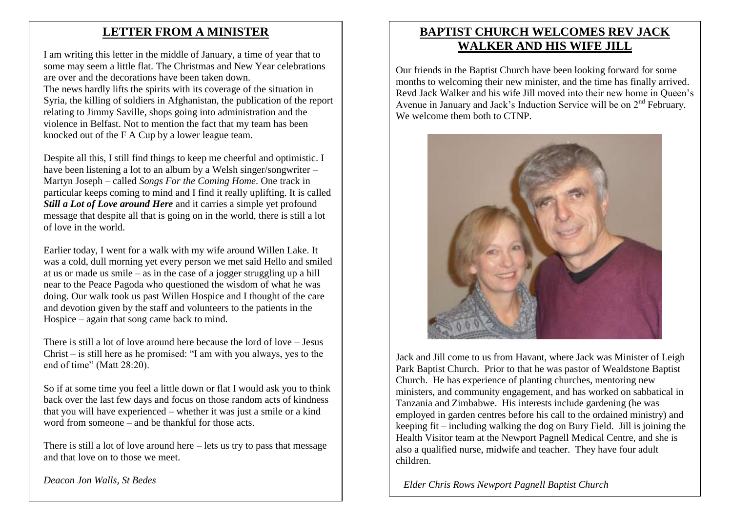## LETTER FROM A MINISTER

I am writing this letter in the middle of January, a time of year that to some may seem a little flat. The Christmas and New Year celebrations are over and the decorations have been taken down.
The news hardly lifts the spirits with its coverage of the situation in Syria, the killing of soldiers in Afghanistan, the publication of the report relating to Jimmy Saville, shops going into administration and the violence in Belfast. Not to mention the fact that my team has been knocked out of the F A Cup by a lower league team.

Despite all this, I still find things to keep me cheerful and optimistic. I have been listening a lot to an album by a Welsh singer/songwriter – Martyn Joseph – called *Songs For the Coming Home*. One track in particular keeps coming to mind and I find it really uplifting. It is called ***Still a Lot of Love around Here*** and it carries a simple yet profound message that despite all that is going on in the world, there is still a lot of love in the world.

Earlier today, I went for a walk with my wife around Willen Lake. It was a cold, dull morning yet every person we met said Hello and smiled at us or made us smile – as in the case of a jogger struggling up a hill near to the Peace Pagoda who questioned the wisdom of what he was doing. Our walk took us past Willen Hospice and I thought of the care and devotion given by the staff and volunteers to the patients in the Hospice – again that song came back to mind.

There is still a lot of love around here because the lord of love – Jesus Christ – is still here as he promised: "I am with you always, yes to the end of time" (Matt 28:20).

So if at some time you feel a little down or flat I would ask you to think back over the last few days and focus on those random acts of kindness that you will have experienced – whether it was just a smile or a kind word from someone – and be thankful for those acts.

There is still a lot of love around here – lets us try to pass that message and that love on to those we meet.

*Deacon Jon Walls, St Bedes*

## BAPTIST CHURCH WELCOMES REV JACK WALKER AND HIS WIFE JILL

Our friends in the Baptist Church have been looking forward for some months to welcoming their new minister, and the time has finally arrived. Revd Jack Walker and his wife Jill moved into their new home in Queen's Avenue in January and Jack's Induction Service will be on 2nd February. We welcome them both to CTNP.

Jack and Jill come to us from Havant, where Jack was Minister of Leigh Park Baptist Church. Prior to that he was pastor of Wealdstone Baptist Church. He has experience of planting churches, mentoring new ministers, and community engagement, and has worked on sabbatical in Tanzania and Zimbabwe. His interests include gardening (he was employed in garden centres before his call to the ordained ministry) and keeping fit – including walking the dog on Bury Field. Jill is joining the Health Visitor team at the Newport Pagnell Medical Centre, and she is also a qualified nurse, midwife and teacher. They have four adult children.

*Elder Chris Rows Newport Pagnell Baptist Church*